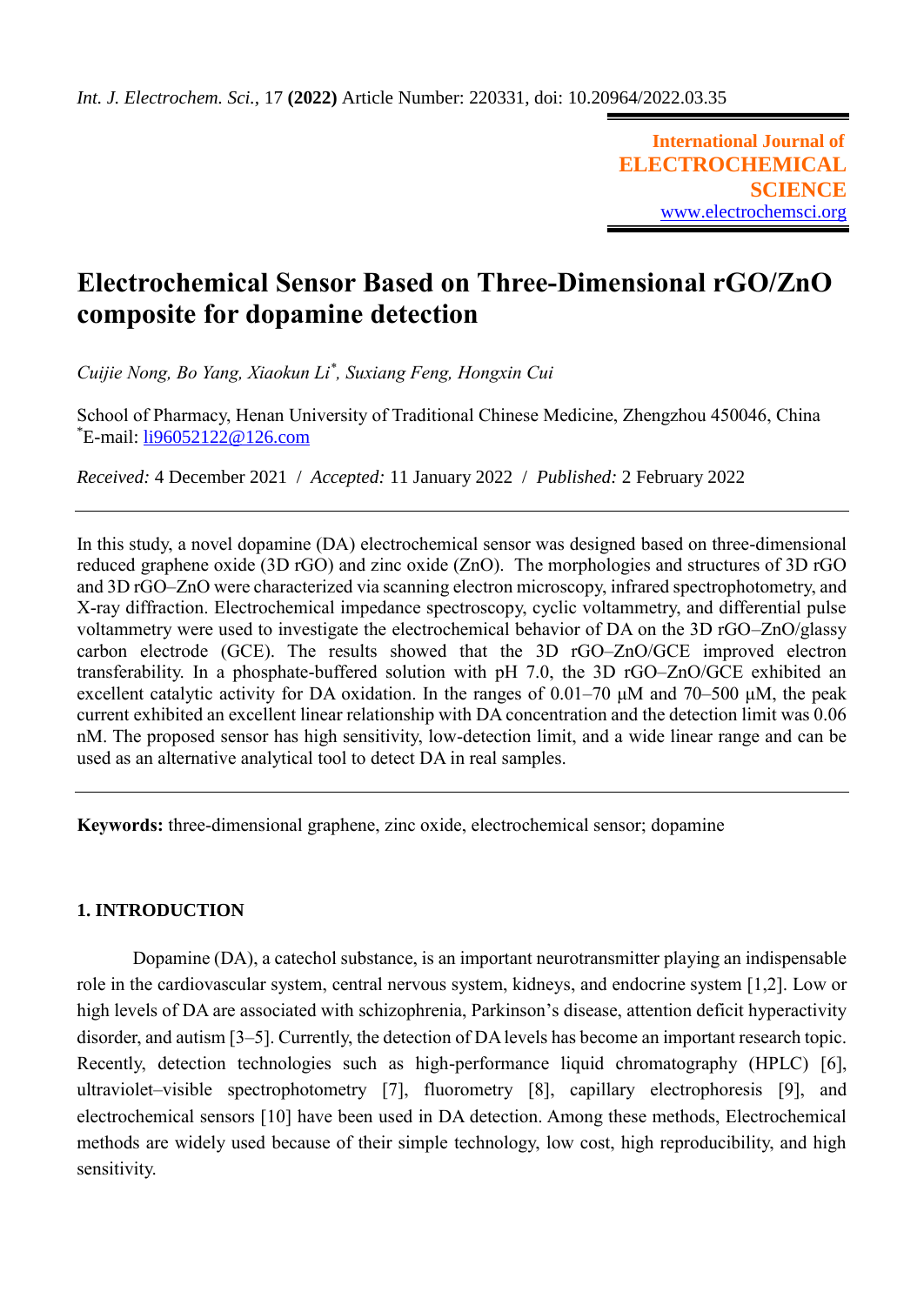# Electrochemical Sensor Based on Three-Dimensional rGO/ZnO composite for dopamine detection

*Cuijie Nong, Bo Yang, Xiaokun Li*[*]*, Suxiang Feng, Hongxin Cui*

School of Pharmacy, Henan University of Traditional Chinese Medicine, Zhengzhou 450046, China
[*]E-mail: li96052122@126.com

*Received:* 4 December 2021 / *Accepted:* 11 January 2022 / *Published:* 2 February 2022

In this study, a novel dopamine (DA) electrochemical sensor was designed based on three-dimensional reduced graphene oxide (3D rGO) and zinc oxide (ZnO). The morphologies and structures of 3D rGO and 3D rGO–ZnO were characterized via scanning electron microscopy, infrared spectrophotometry, and X-ray diffraction. Electrochemical impedance spectroscopy, cyclic voltammetry, and differential pulse voltammetry were used to investigate the electrochemical behavior of DA on the 3D rGO–ZnO/glassy carbon electrode (GCE). The results showed that the 3D rGO–ZnO/GCE improved electron transferability. In a phosphate-buffered solution with pH 7.0, the 3D rGO–ZnO/GCE exhibited an excellent catalytic activity for DA oxidation. In the ranges of 0.01–70 μM and 70–500 μM, the peak current exhibited an excellent linear relationship with DA concentration and the detection limit was 0.06 nM. The proposed sensor has high sensitivity, low-detection limit, and a wide linear range and can be used as an alternative analytical tool to detect DA in real samples.

**Keywords:** three-dimensional graphene, zinc oxide, electrochemical sensor; dopamine

## 1. INTRODUCTION

Dopamine (DA), a catechol substance, is an important neurotransmitter playing an indispensable role in the cardiovascular system, central nervous system, kidneys, and endocrine system [1,2]. Low or high levels of DA are associated with schizophrenia, Parkinson's disease, attention deficit hyperactivity disorder, and autism [3–5]. Currently, the detection of DA levels has become an important research topic. Recently, detection technologies such as high-performance liquid chromatography (HPLC) [6], ultraviolet–visible spectrophotometry [7], fluorometry [8], capillary electrophoresis [9], and electrochemical sensors [10] have been used in DA detection. Among these methods, Electrochemical methods are widely used because of their simple technology, low cost, high reproducibility, and high sensitivity.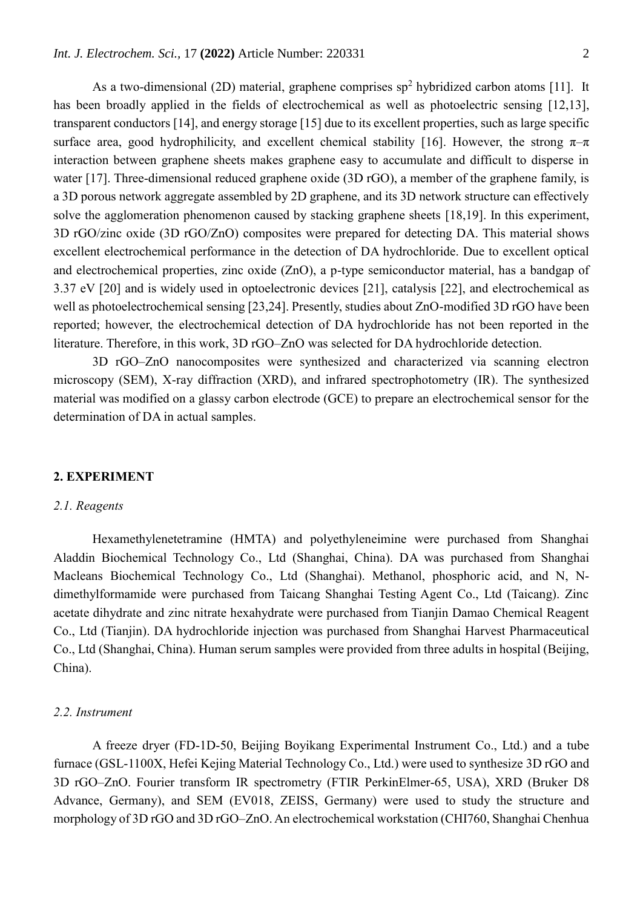As a two-dimensional (2D) material, graphene comprises $sp^2$ hybridized carbon atoms [11]. It has been broadly applied in the fields of electrochemical as well as photoelectric sensing [12,13], transparent conductors [14], and energy storage [15] due to its excellent properties, such as large specific surface area, good hydrophilicity, and excellent chemical stability [16]. However, the strong π–π interaction between graphene sheets makes graphene easy to accumulate and difficult to disperse in water [17]. Three-dimensional reduced graphene oxide (3D rGO), a member of the graphene family, is a 3D porous network aggregate assembled by 2D graphene, and its 3D network structure can effectively solve the agglomeration phenomenon caused by stacking graphene sheets [18,19]. In this experiment, 3D rGO/zinc oxide (3D rGO/ZnO) composites were prepared for detecting DA. This material shows excellent electrochemical performance in the detection of DA hydrochloride. Due to excellent optical and electrochemical properties, zinc oxide (ZnO), a p-type semiconductor material, has a bandgap of 3.37 eV [20] and is widely used in optoelectronic devices [21], catalysis [22], and electrochemical as well as photoelectrochemical sensing [23,24]. Presently, studies about ZnO-modified 3D rGO have been reported; however, the electrochemical detection of DA hydrochloride has not been reported in the literature. Therefore, in this work, 3D rGO–ZnO was selected for DA hydrochloride detection.

3D rGO–ZnO nanocomposites were synthesized and characterized via scanning electron microscopy (SEM), X-ray diffraction (XRD), and infrared spectrophotometry (IR). The synthesized material was modified on a glassy carbon electrode (GCE) to prepare an electrochemical sensor for the determination of DA in actual samples.

## 2. EXPERIMENT

### *2.1. Reagents*

Hexamethylenetetramine (HMTA) and polyethyleneimine were purchased from Shanghai Aladdin Biochemical Technology Co., Ltd (Shanghai, China). DA was purchased from Shanghai Macleans Biochemical Technology Co., Ltd (Shanghai). Methanol, phosphoric acid, and N, N-dimethylformamide were purchased from Taicang Shanghai Testing Agent Co., Ltd (Taicang). Zinc acetate dihydrate and zinc nitrate hexahydrate were purchased from Tianjin Damao Chemical Reagent Co., Ltd (Tianjin). DA hydrochloride injection was purchased from Shanghai Harvest Pharmaceutical Co., Ltd (Shanghai, China). Human serum samples were provided from three adults in hospital (Beijing, China).

### *2.2. Instrument*

A freeze dryer (FD-1D-50, Beijing Boyikang Experimental Instrument Co., Ltd.) and a tube furnace (GSL-1100X, Hefei Kejing Material Technology Co., Ltd.) were used to synthesize 3D rGO and 3D rGO–ZnO. Fourier transform IR spectrometry (FTIR PerkinElmer-65, USA), XRD (Bruker D8 Advance, Germany), and SEM (EV018, ZEISS, Germany) were used to study the structure and morphology of 3D rGO and 3D rGO–ZnO. An electrochemical workstation (CHI760, Shanghai Chenhua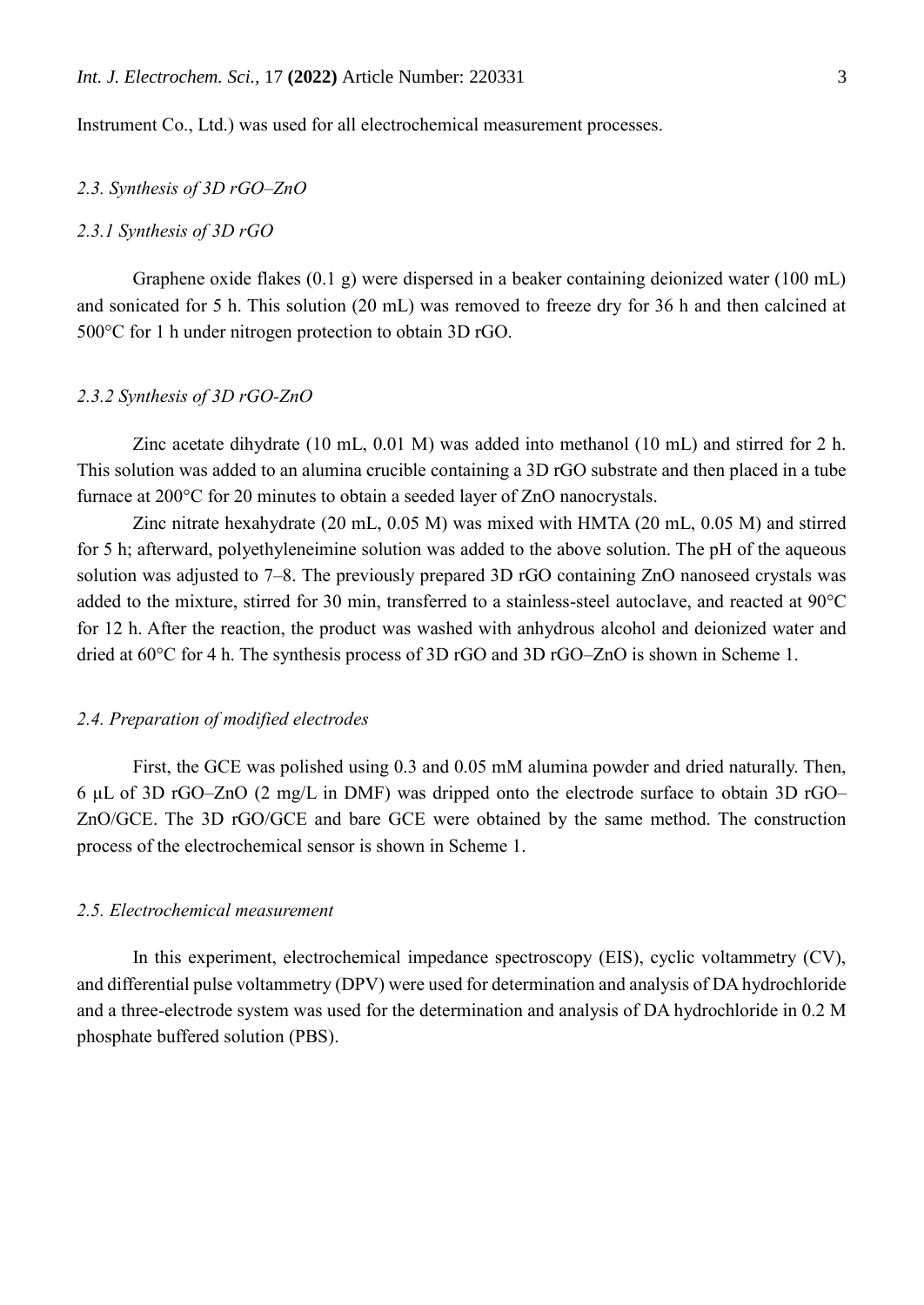Instrument Co., Ltd.) was used for all electrochemical measurement processes.

### *2.3. Synthesis of 3D rGO–ZnO*

#### *2.3.1 Synthesis of 3D rGO*

Graphene oxide flakes (0.1 g) were dispersed in a beaker containing deionized water (100 mL) and sonicated for 5 h. This solution (20 mL) was removed to freeze dry for 36 h and then calcined at 500°C for 1 h under nitrogen protection to obtain 3D rGO.

#### *2.3.2 Synthesis of 3D rGO-ZnO*

Zinc acetate dihydrate (10 mL, 0.01 M) was added into methanol (10 mL) and stirred for 2 h. This solution was added to an alumina crucible containing a 3D rGO substrate and then placed in a tube furnace at 200°C for 20 minutes to obtain a seeded layer of ZnO nanocrystals.

Zinc nitrate hexahydrate (20 mL, 0.05 M) was mixed with HMTA (20 mL, 0.05 M) and stirred for 5 h; afterward, polyethyleneimine solution was added to the above solution. The pH of the aqueous solution was adjusted to 7–8. The previously prepared 3D rGO containing ZnO nanoseed crystals was added to the mixture, stirred for 30 min, transferred to a stainless-steel autoclave, and reacted at 90°C for 12 h. After the reaction, the product was washed with anhydrous alcohol and deionized water and dried at 60°C for 4 h. The synthesis process of 3D rGO and 3D rGO–ZnO is shown in Scheme 1.

### *2.4. Preparation of modified electrodes*

First, the GCE was polished using 0.3 and 0.05 mM alumina powder and dried naturally. Then, 6 μL of 3D rGO–ZnO (2 mg/L in DMF) was dripped onto the electrode surface to obtain 3D rGO–ZnO/GCE. The 3D rGO/GCE and bare GCE were obtained by the same method. The construction process of the electrochemical sensor is shown in Scheme 1.

### *2.5. Electrochemical measurement*

In this experiment, electrochemical impedance spectroscopy (EIS), cyclic voltammetry (CV), and differential pulse voltammetry (DPV) were used for determination and analysis of DA hydrochloride and a three-electrode system was used for the determination and analysis of DA hydrochloride in 0.2 M phosphate buffered solution (PBS).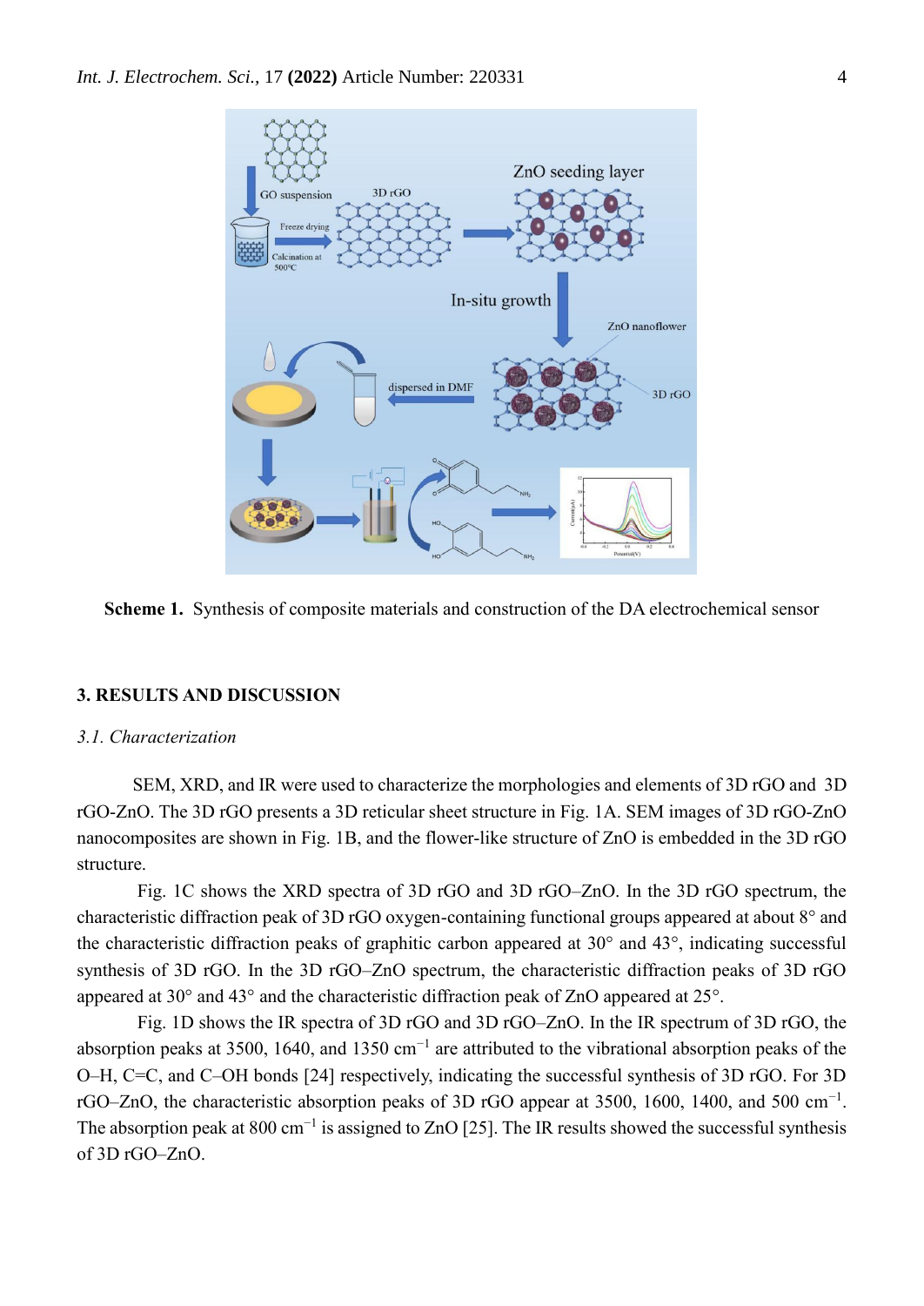**Scheme 1.** Synthesis of composite materials and construction of the DA electrochemical sensor

## 3. RESULTS AND DISCUSSION

### *3.1. Characterization*

SEM, XRD, and IR were used to characterize the morphologies and elements of 3D rGO and 3D rGO-ZnO. The 3D rGO presents a 3D reticular sheet structure in Fig. 1A. SEM images of 3D rGO-ZnO nanocomposites are shown in Fig. 1B, and the flower-like structure of ZnO is embedded in the 3D rGO structure.

Fig. 1C shows the XRD spectra of 3D rGO and 3D rGO–ZnO. In the 3D rGO spectrum, the characteristic diffraction peak of 3D rGO oxygen-containing functional groups appeared at about 8° and the characteristic diffraction peaks of graphitic carbon appeared at 30° and 43°, indicating successful synthesis of 3D rGO. In the 3D rGO–ZnO spectrum, the characteristic diffraction peaks of 3D rGO appeared at 30° and 43° and the characteristic diffraction peak of ZnO appeared at 25°.

Fig. 1D shows the IR spectra of 3D rGO and 3D rGO–ZnO. In the IR spectrum of 3D rGO, the absorption peaks at 3500, 1640, and 1350 $cm^{-1}$ are attributed to the vibrational absorption peaks of the O–H, C=C, and C–OH bonds [24] respectively, indicating the successful synthesis of 3D rGO. For 3D rGO–ZnO, the characteristic absorption peaks of 3D rGO appear at 3500, 1600, 1400, and 500 $cm^{-1}$. The absorption peak at 800 $cm^{-1}$ is assigned to ZnO [25]. The IR results showed the successful synthesis of 3D rGO–ZnO.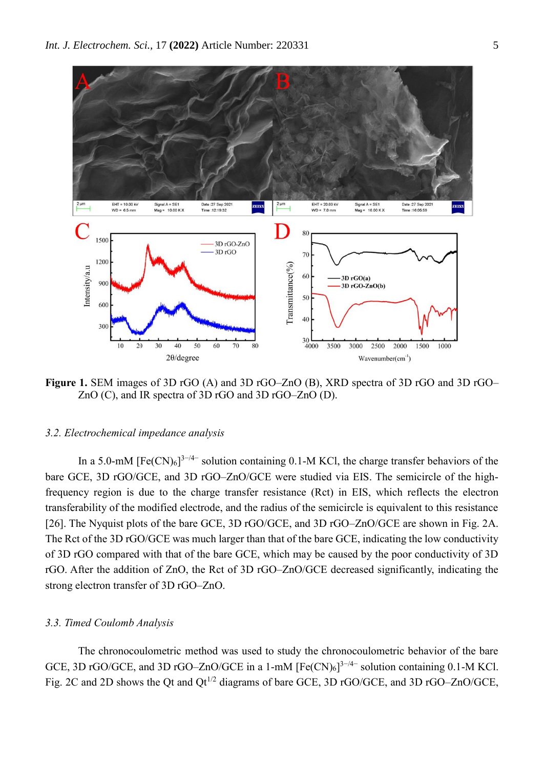**Figure 1.** SEM images of 3D rGO (A) and 3D rGO–ZnO (B), XRD spectra of 3D rGO and 3D rGO–ZnO (C), and IR spectra of 3D rGO and 3D rGO–ZnO (D).

### *3.2. Electrochemical impedance analysis*

In a 5.0-mM $[Fe(CN)_6]^{3-/4-}$ solution containing 0.1-M KCl, the charge transfer behaviors of the bare GCE, 3D rGO/GCE, and 3D rGO–ZnO/GCE were studied via EIS. The semicircle of the high-frequency region is due to the charge transfer resistance (Rct) in EIS, which reflects the electron transferability of the modified electrode, and the radius of the semicircle is equivalent to this resistance [26]. The Nyquist plots of the bare GCE, 3D rGO/GCE, and 3D rGO–ZnO/GCE are shown in Fig. 2A. The Rct of the 3D rGO/GCE was much larger than that of the bare GCE, indicating the low conductivity of 3D rGO compared with that of the bare GCE, which may be caused by the poor conductivity of 3D rGO. After the addition of ZnO, the Rct of 3D rGO–ZnO/GCE decreased significantly, indicating the strong electron transfer of 3D rGO–ZnO.

### *3.3. Timed Coulomb Analysis*

The chronocoulometric method was used to study the chronocoulometric behavior of the bare GCE, 3D rGO/GCE, and 3D rGO–ZnO/GCE in a 1-mM $[Fe(CN)_6]^{3-/4-}$ solution containing 0.1-M KCl. Fig. 2C and 2D shows the Qt and $Qt^{1/2}$ diagrams of bare GCE, 3D rGO/GCE, and 3D rGO–ZnO/GCE,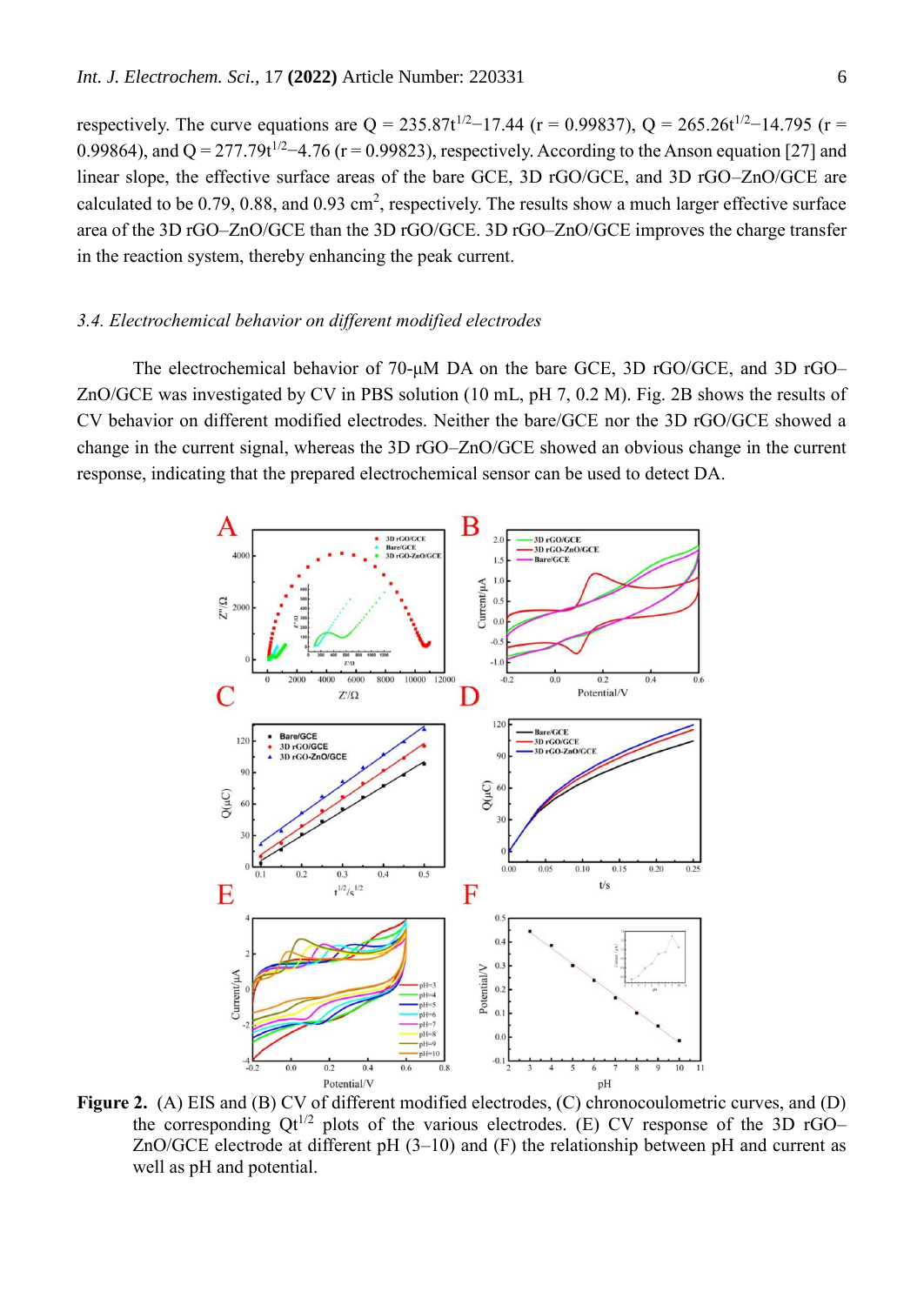respectively. The curve equations are $Q = 235.87t^{1/2}-17.44$ ($r = 0.99837$), $Q = 265.26t^{1/2}-14.795$ ($r = 0.99864$), and $Q = 277.79t^{1/2}-4.76$ ($r = 0.99823$), respectively. According to the Anson equation [27] and linear slope, the effective surface areas of the bare GCE, 3D rGO/GCE, and 3D rGO–ZnO/GCE are calculated to be 0.79, 0.88, and 0.93 $cm^2$, respectively. The results show a much larger effective surface area of the 3D rGO–ZnO/GCE than the 3D rGO/GCE. 3D rGO–ZnO/GCE improves the charge transfer in the reaction system, thereby enhancing the peak current.

### *3.4. Electrochemical behavior on different modified electrodes*

The electrochemical behavior of 70-μM DA on the bare GCE, 3D rGO/GCE, and 3D rGO–ZnO/GCE was investigated by CV in PBS solution (10 mL, pH 7, 0.2 M). Fig. 2B shows the results of CV behavior on different modified electrodes. Neither the bare/GCE nor the 3D rGO/GCE showed a change in the current signal, whereas the 3D rGO–ZnO/GCE showed an obvious change in the current response, indicating that the prepared electrochemical sensor can be used to detect DA.

**Figure 2.** (A) EIS and (B) CV of different modified electrodes, (C) chronocoulometric curves, and (D) the corresponding $Qt^{1/2}$ plots of the various electrodes. (E) CV response of the 3D rGO–ZnO/GCE electrode at different pH (3–10) and (F) the relationship between pH and current as well as pH and potential.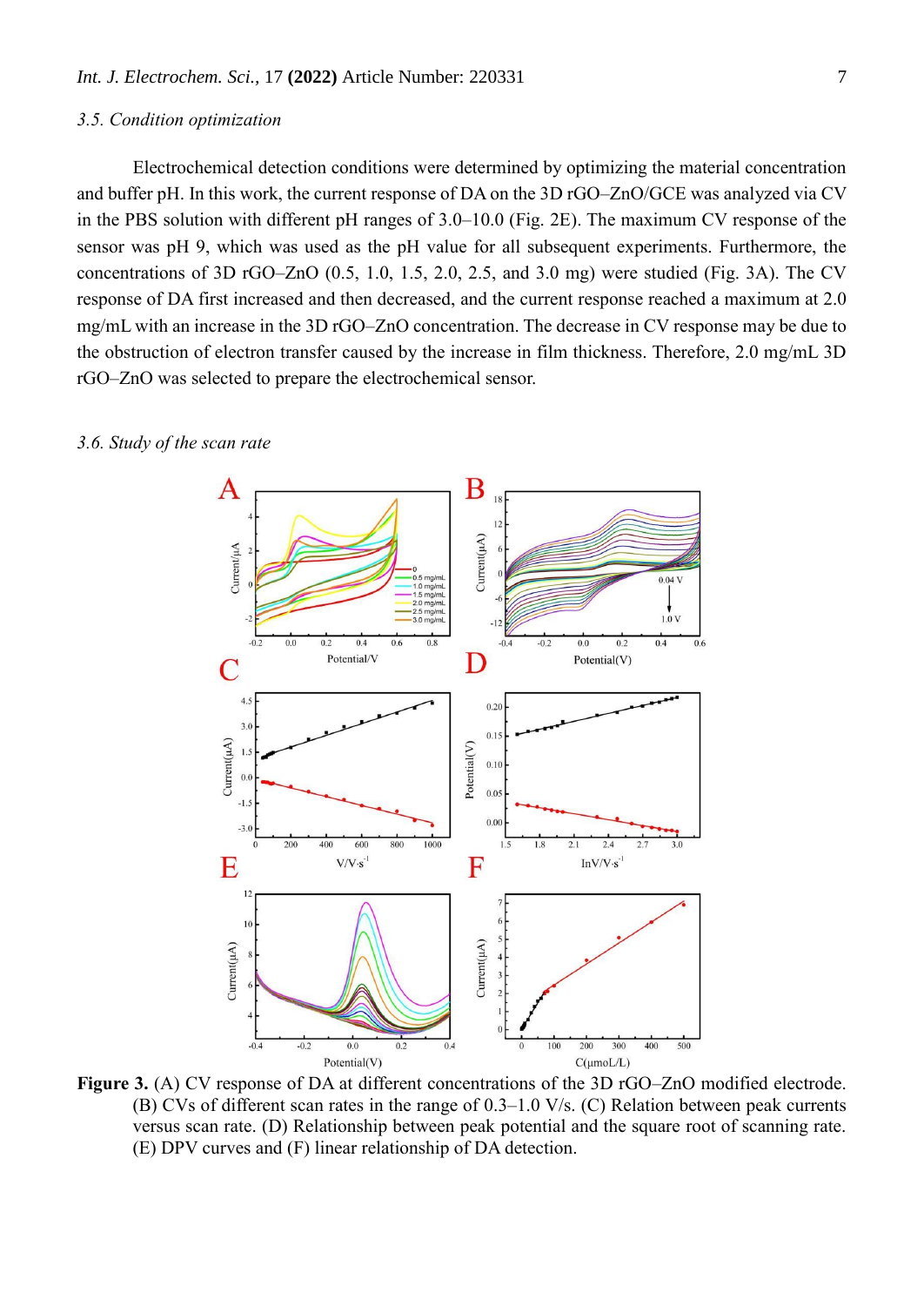### 3.5. Condition optimization

Electrochemical detection conditions were determined by optimizing the material concentration and buffer pH. In this work, the current response of DA on the 3D rGO–ZnO/GCE was analyzed via CV in the PBS solution with different pH ranges of 3.0–10.0 (Fig. 2E). The maximum CV response of the sensor was pH 9, which was used as the pH value for all subsequent experiments. Furthermore, the concentrations of 3D rGO–ZnO (0.5, 1.0, 1.5, 2.0, 2.5, and 3.0 mg) were studied (Fig. 3A). The CV response of DA first increased and then decreased, and the current response reached a maximum at 2.0 mg/mL with an increase in the 3D rGO–ZnO concentration. The decrease in CV response may be due to the obstruction of electron transfer caused by the increase in film thickness. Therefore, 2.0 mg/mL 3D rGO–ZnO was selected to prepare the electrochemical sensor.

### 3.6. Study of the scan rate

**Figure 3.** (A) CV response of DA at different concentrations of the 3D rGO–ZnO modified electrode. (B) CVs of different scan rates in the range of 0.3–1.0 V/s. (C) Relation between peak currents versus scan rate. (D) Relationship between peak potential and the square root of scanning rate. (E) DPV curves and (F) linear relationship of DA detection.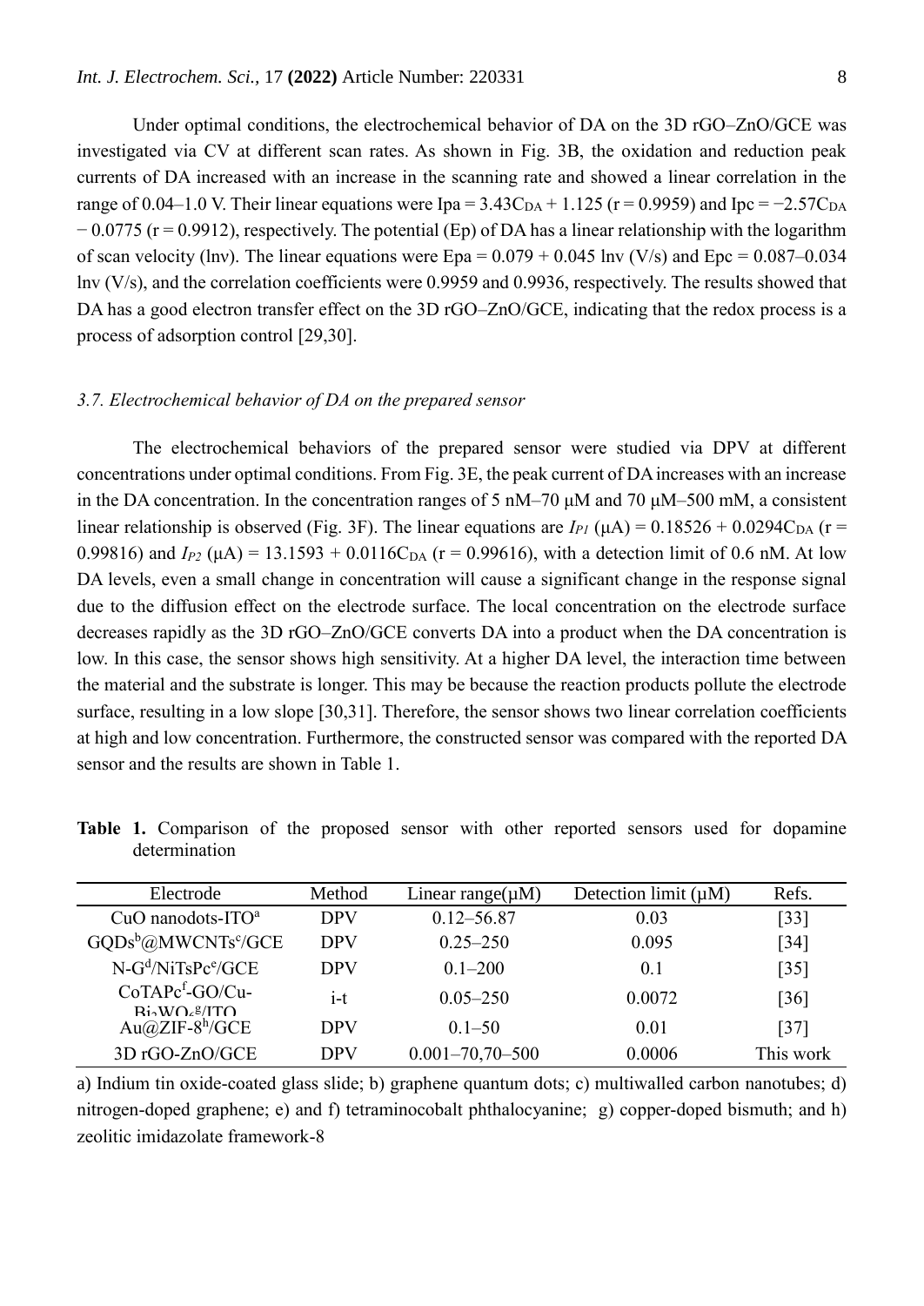Under optimal conditions, the electrochemical behavior of DA on the 3D rGO–ZnO/GCE was investigated via CV at different scan rates. As shown in Fig. 3B, the oxidation and reduction peak currents of DA increased with an increase in the scanning rate and showed a linear correlation in the range of 0.04–1.0 V. Their linear equations were $Ipa = 3.43C_{DA} + 1.125$ ($r = 0.9959$) and $Ipc = -2.57C_{DA} - 0.0775$ ($r = 0.9912$), respectively. The potential (Ep) of DA has a linear relationship with the logarithm of scan velocity (lnv). The linear equations were $Epa = 0.079 + 0.045$ lnv (V/s) and $Epc = 0.087$–$0.034$ lnv (V/s), and the correlation coefficients were 0.9959 and 0.9936, respectively. The results showed that DA has a good electron transfer effect on the 3D rGO–ZnO/GCE, indicating that the redox process is a process of adsorption control [29,30].

### *3.7. Electrochemical behavior of DA on the prepared sensor*

The electrochemical behaviors of the prepared sensor were studied via DPV at different concentrations under optimal conditions. From Fig. 3E, the peak current of DA increases with an increase in the DA concentration. In the concentration ranges of 5 nM–70 μM and 70 μM–500 mM, a consistent linear relationship is observed (Fig. 3F). The linear equations are $I_{P1}$ (μA) $= 0.18526 + 0.0294C_{DA}$ ($r = 0.99816$) and $I_{P2}$ (μA) $= 13.1593 + 0.0116C_{DA}$ ($r = 0.99616$), with a detection limit of 0.6 nM. At low DA levels, even a small change in concentration will cause a significant change in the response signal due to the diffusion effect on the electrode surface. The local concentration on the electrode surface decreases rapidly as the 3D rGO–ZnO/GCE converts DA into a product when the DA concentration is low. In this case, the sensor shows high sensitivity. At a higher DA level, the interaction time between the material and the substrate is longer. This may be because the reaction products pollute the electrode surface, resulting in a low slope [30,31]. Therefore, the sensor shows two linear correlation coefficients at high and low concentration. Furthermore, the constructed sensor was compared with the reported DA sensor and the results are shown in Table 1.

**Table 1.** Comparison of the proposed sensor with other reported sensors used for dopamine determination

| Electrode | Method | Linear range(μM) | Detection limit (μM) | Refs. |
|---|---|---|---|---|
| CuO nanodots-ITO[a] | DPV | 0.12–56.87 | 0.03 | [33] |
| GQDs[b]@MWCNTs[c]/GCE | DPV | 0.25–250 | 0.095 | [34] |
| N-G[d]/NiTsPc[e]/GCE | DPV | 0.1–200 | 0.1 | [35] |
| CoTAPc[f]-GO/Cu-$Bi_2WO_6$[g]/ITO | i-t | 0.05–250 | 0.0072 | [36] |
| Au@ZIF-8[h]/GCE | DPV | 0.1–50 | 0.01 | [37] |
| 3D rGO-ZnO/GCE | DPV | 0.001–70,70–500 | 0.0006 | This work |

a) Indium tin oxide-coated glass slide; b) graphene quantum dots; c) multiwalled carbon nanotubes; d) nitrogen-doped graphene; e) and f) tetraminocobalt phthalocyanine; g) copper-doped bismuth; and h) zeolitic imidazolate framework-8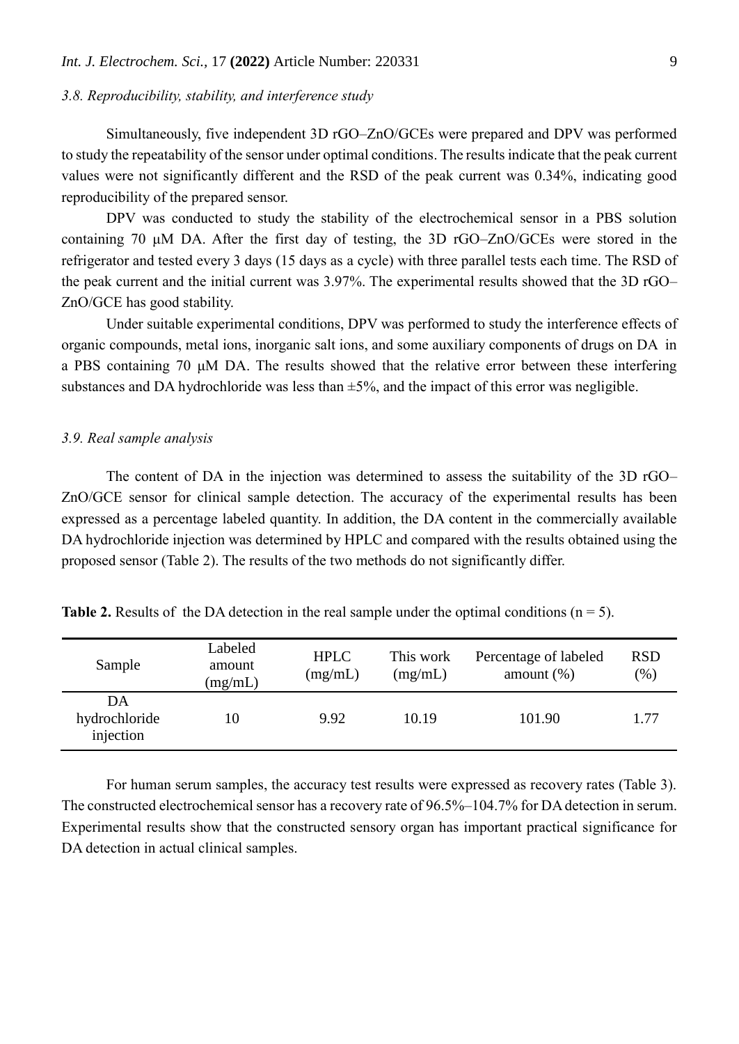### *3.8. Reproducibility, stability, and interference study*

Simultaneously, five independent 3D rGO–ZnO/GCEs were prepared and DPV was performed to study the repeatability of the sensor under optimal conditions. The results indicate that the peak current values were not significantly different and the RSD of the peak current was 0.34%, indicating good reproducibility of the prepared sensor.

DPV was conducted to study the stability of the electrochemical sensor in a PBS solution containing 70 μM DA. After the first day of testing, the 3D rGO–ZnO/GCEs were stored in the refrigerator and tested every 3 days (15 days as a cycle) with three parallel tests each time. The RSD of the peak current and the initial current was 3.97%. The experimental results showed that the 3D rGO–ZnO/GCE has good stability.

Under suitable experimental conditions, DPV was performed to study the interference effects of organic compounds, metal ions, inorganic salt ions, and some auxiliary components of drugs on DA in a PBS containing 70 μM DA. The results showed that the relative error between these interfering substances and DA hydrochloride was less than ±5%, and the impact of this error was negligible.

### *3.9. Real sample analysis*

The content of DA in the injection was determined to assess the suitability of the 3D rGO–ZnO/GCE sensor for clinical sample detection. The accuracy of the experimental results has been expressed as a percentage labeled quantity. In addition, the DA content in the commercially available DA hydrochloride injection was determined by HPLC and compared with the results obtained using the proposed sensor (Table 2). The results of the two methods do not significantly differ.

**Table 2.** Results of the DA detection in the real sample under the optimal conditions ($n = 5$).

| Sample | Labeled amount (mg/mL) | HPLC (mg/mL) | This work (mg/mL) | Percentage of labeled amount (%) | RSD (%) |
|---|---|---|---|---|---|
| DA hydrochloride injection | 10 | 9.92 | 10.19 | 101.90 | 1.77 |

For human serum samples, the accuracy test results were expressed as recovery rates (Table 3). The constructed electrochemical sensor has a recovery rate of 96.5%–104.7% for DA detection in serum. Experimental results show that the constructed sensory organ has important practical significance for DA detection in actual clinical samples.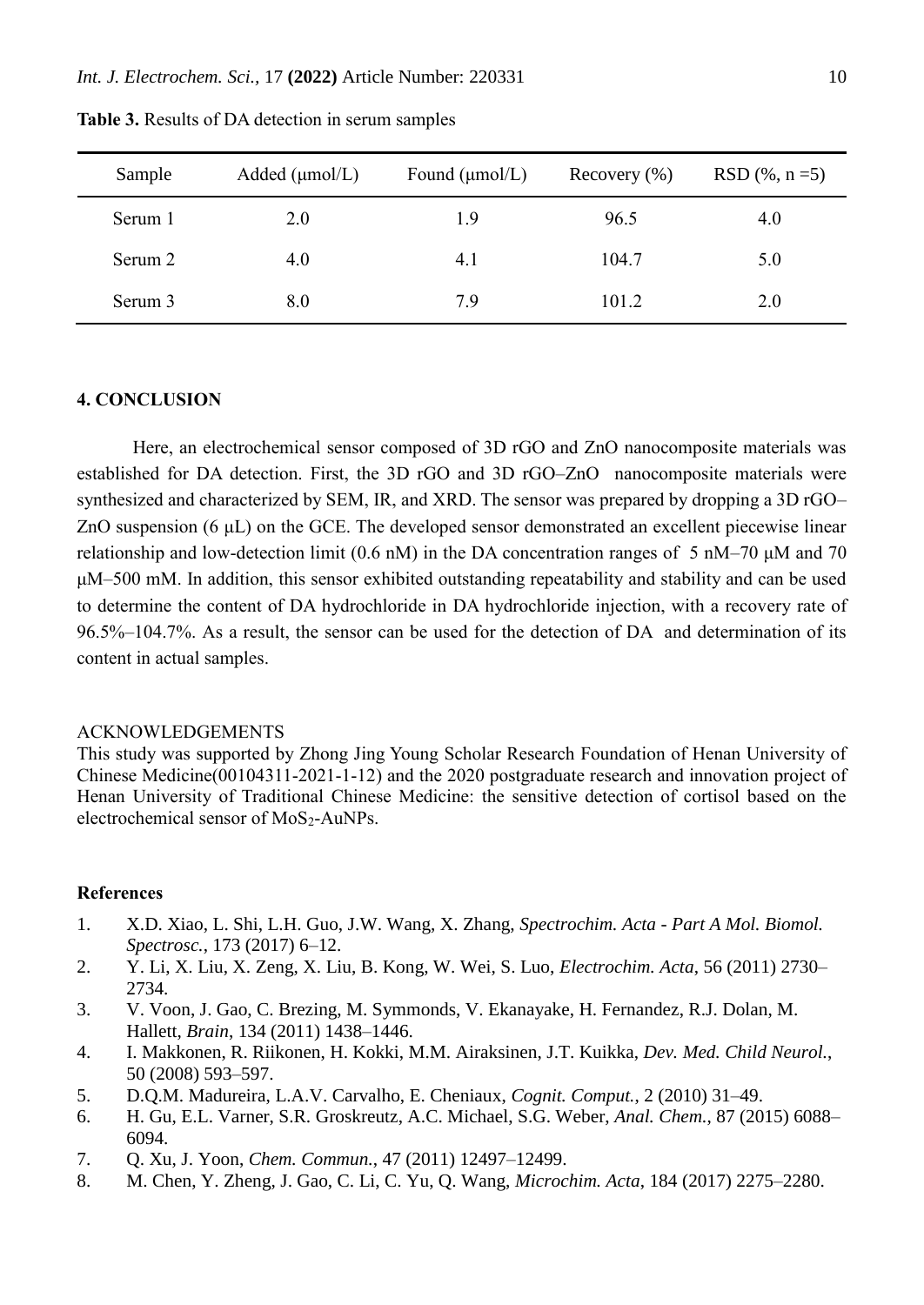**Table 3.** Results of DA detection in serum samples

| Sample | Added (μmol/L) | Found (μmol/L) | Recovery (%) | RSD (%, n =5) |
|---|---|---|---|---|
| Serum 1 | 2.0 | 1.9 | 96.5 | 4.0 |
| Serum 2 | 4.0 | 4.1 | 104.7 | 5.0 |
| Serum 3 | 8.0 | 7.9 | 101.2 | 2.0 |

## 4. CONCLUSION

Here, an electrochemical sensor composed of 3D rGO and ZnO nanocomposite materials was established for DA detection. First, the 3D rGO and 3D rGO–ZnO nanocomposite materials were synthesized and characterized by SEM, IR, and XRD. The sensor was prepared by dropping a 3D rGO–ZnO suspension (6 μL) on the GCE. The developed sensor demonstrated an excellent piecewise linear relationship and low-detection limit (0.6 nM) in the DA concentration ranges of 5 nM–70 μM and 70 μM–500 mM. In addition, this sensor exhibited outstanding repeatability and stability and can be used to determine the content of DA hydrochloride in DA hydrochloride injection, with a recovery rate of 96.5%–104.7%. As a result, the sensor can be used for the detection of DA and determination of its content in actual samples.

ACKNOWLEDGEMENTS

This study was supported by Zhong Jing Young Scholar Research Foundation of Henan University of Chinese Medicine(00104311-2021-1-12) and the 2020 postgraduate research and innovation project of Henan University of Traditional Chinese Medicine: the sensitive detection of cortisol based on the electrochemical sensor of $MoS_2$-AuNPs.

**References**

1. X.D. Xiao, L. Shi, L.H. Guo, J.W. Wang, X. Zhang, *Spectrochim. Acta - Part A Mol. Biomol. Spectrosc.*, 173 (2017) 6–12.
2. Y. Li, X. Liu, X. Zeng, X. Liu, B. Kong, W. Wei, S. Luo, *Electrochim. Acta*, 56 (2011) 2730–2734.
3. V. Voon, J. Gao, C. Brezing, M. Symmonds, V. Ekanayake, H. Fernandez, R.J. Dolan, M. Hallett, *Brain*, 134 (2011) 1438–1446.
4. I. Makkonen, R. Riikonen, H. Kokki, M.M. Airaksinen, J.T. Kuikka, *Dev. Med. Child Neurol.*, 50 (2008) 593–597.
5. D.Q.M. Madureira, L.A.V. Carvalho, E. Cheniaux, *Cognit. Comput.*, 2 (2010) 31–49.
6. H. Gu, E.L. Varner, S.R. Groskreutz, A.C. Michael, S.G. Weber, *Anal. Chem.*, 87 (2015) 6088–6094.
7. Q. Xu, J. Yoon, *Chem. Commun.*, 47 (2011) 12497–12499.
8. M. Chen, Y. Zheng, J. Gao, C. Li, C. Yu, Q. Wang, *Microchim. Acta*, 184 (2017) 2275–2280.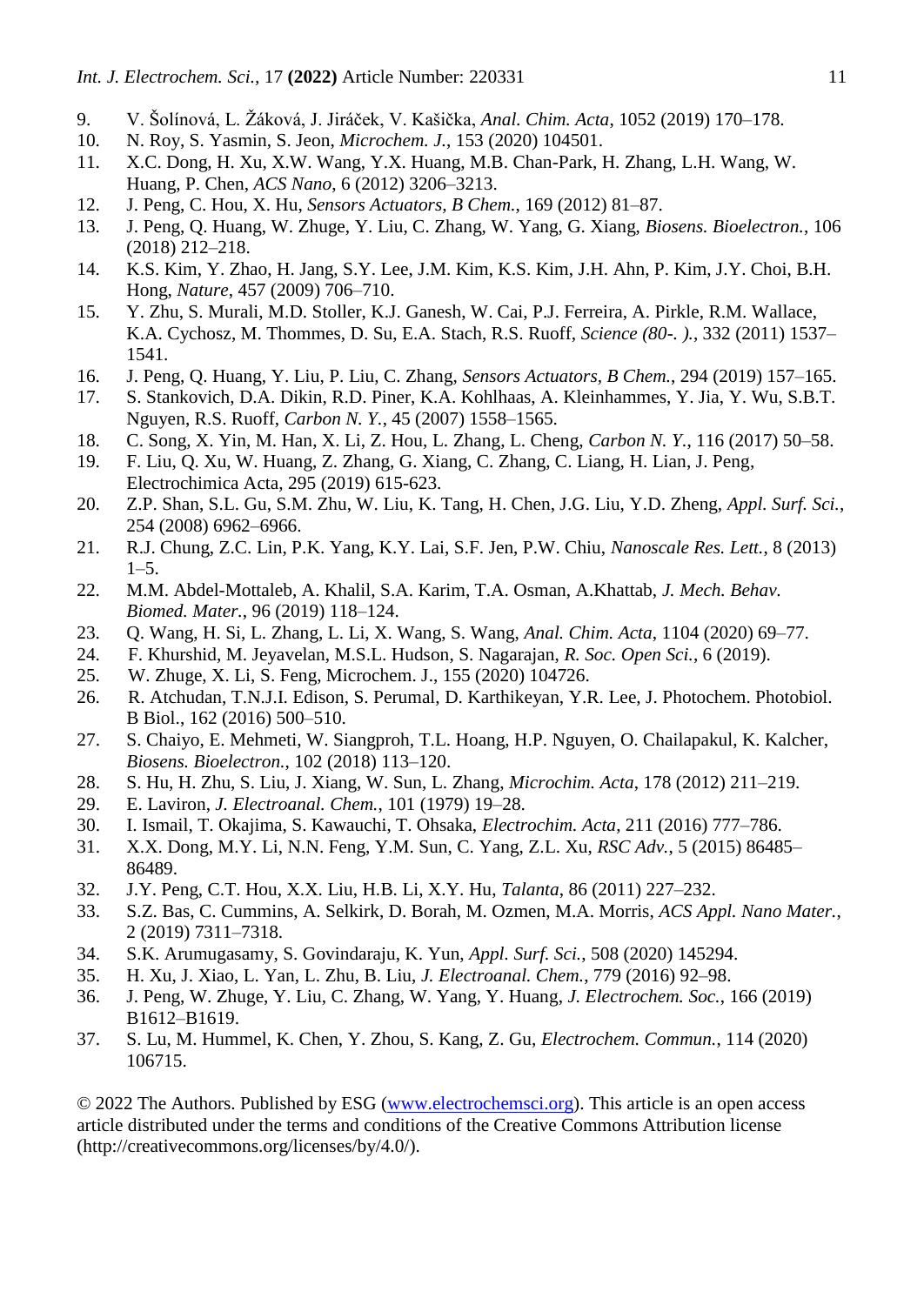9. V. Šolínová, L. Žáková, J. Jiráček, V. Kašička, *Anal. Chim. Acta*, 1052 (2019) 170–178.
10. N. Roy, S. Yasmin, S. Jeon, *Microchem. J.*, 153 (2020) 104501.
11. X.C. Dong, H. Xu, X.W. Wang, Y.X. Huang, M.B. Chan-Park, H. Zhang, L.H. Wang, W. Huang, P. Chen, *ACS Nano*, 6 (2012) 3206–3213.
12. J. Peng, C. Hou, X. Hu, *Sensors Actuators, B Chem.*, 169 (2012) 81–87.
13. J. Peng, Q. Huang, W. Zhuge, Y. Liu, C. Zhang, W. Yang, G. Xiang, *Biosens. Bioelectron.*, 106 (2018) 212–218.
14. K.S. Kim, Y. Zhao, H. Jang, S.Y. Lee, J.M. Kim, K.S. Kim, J.H. Ahn, P. Kim, J.Y. Choi, B.H. Hong, *Nature*, 457 (2009) 706–710.
15. Y. Zhu, S. Murali, M.D. Stoller, K.J. Ganesh, W. Cai, P.J. Ferreira, A. Pirkle, R.M. Wallace, K.A. Cychosz, M. Thommes, D. Su, E.A. Stach, R.S. Ruoff, *Science (80-. ).*, 332 (2011) 1537–1541.
16. J. Peng, Q. Huang, Y. Liu, P. Liu, C. Zhang, *Sensors Actuators, B Chem.*, 294 (2019) 157–165.
17. S. Stankovich, D.A. Dikin, R.D. Piner, K.A. Kohlhaas, A. Kleinhammes, Y. Jia, Y. Wu, S.B.T. Nguyen, R.S. Ruoff, *Carbon N. Y.*, 45 (2007) 1558–1565.
18. C. Song, X. Yin, M. Han, X. Li, Z. Hou, L. Zhang, L. Cheng, *Carbon N. Y.*, 116 (2017) 50–58.
19. F. Liu, Q. Xu, W. Huang, Z. Zhang, G. Xiang, C. Zhang, C. Liang, H. Lian, J. Peng, Electrochimica Acta, 295 (2019) 615-623.
20. Z.P. Shan, S.L. Gu, S.M. Zhu, W. Liu, K. Tang, H. Chen, J.G. Liu, Y.D. Zheng, *Appl. Surf. Sci.*, 254 (2008) 6962–6966.
21. R.J. Chung, Z.C. Lin, P.K. Yang, K.Y. Lai, S.F. Jen, P.W. Chiu, *Nanoscale Res. Lett.*, 8 (2013) 1–5.
22. M.M. Abdel-Mottaleb, A. Khalil, S.A. Karim, T.A. Osman, A.Khattab, *J. Mech. Behav. Biomed. Mater.*, 96 (2019) 118–124.
23. Q. Wang, H. Si, L. Zhang, L. Li, X. Wang, S. Wang, *Anal. Chim. Acta*, 1104 (2020) 69–77.
24. F. Khurshid, M. Jeyavelan, M.S.L. Hudson, S. Nagarajan, *R. Soc. Open Sci.*, 6 (2019).
25. W. Zhuge, X. Li, S. Feng, Microchem. J., 155 (2020) 104726.
26. R. Atchudan, T.N.J.I. Edison, S. Perumal, D. Karthikeyan, Y.R. Lee, J. Photochem. Photobiol. B Biol., 162 (2016) 500–510.
27. S. Chaiyo, E. Mehmeti, W. Siangproh, T.L. Hoang, H.P. Nguyen, O. Chailapakul, K. Kalcher, *Biosens. Bioelectron.*, 102 (2018) 113–120.
28. S. Hu, H. Zhu, S. Liu, J. Xiang, W. Sun, L. Zhang, *Microchim. Acta*, 178 (2012) 211–219.
29. E. Laviron, *J. Electroanal. Chem.*, 101 (1979) 19–28.
30. I. Ismail, T. Okajima, S. Kawauchi, T. Ohsaka, *Electrochim. Acta*, 211 (2016) 777–786.
31. X.X. Dong, M.Y. Li, N.N. Feng, Y.M. Sun, C. Yang, Z.L. Xu, *RSC Adv.*, 5 (2015) 86485–86489.
32. J.Y. Peng, C.T. Hou, X.X. Liu, H.B. Li, X.Y. Hu, *Talanta*, 86 (2011) 227–232.
33. S.Z. Bas, C. Cummins, A. Selkirk, D. Borah, M. Ozmen, M.A. Morris, *ACS Appl. Nano Mater.*, 2 (2019) 7311–7318.
34. S.K. Arumugasamy, S. Govindaraju, K. Yun, *Appl. Surf. Sci.*, 508 (2020) 145294.
35. H. Xu, J. Xiao, L. Yan, L. Zhu, B. Liu, *J. Electroanal. Chem.*, 779 (2016) 92–98.
36. J. Peng, W. Zhuge, Y. Liu, C. Zhang, W. Yang, Y. Huang, *J. Electrochem. Soc.*, 166 (2019) B1612–B1619.
37. S. Lu, M. Hummel, K. Chen, Y. Zhou, S. Kang, Z. Gu, *Electrochem. Commun.*, 114 (2020) 106715.

© 2022 The Authors. Published by ESG (www.electrochemsci.org). This article is an open access article distributed under the terms and conditions of the Creative Commons Attribution license (http://creativecommons.org/licenses/by/4.0/).